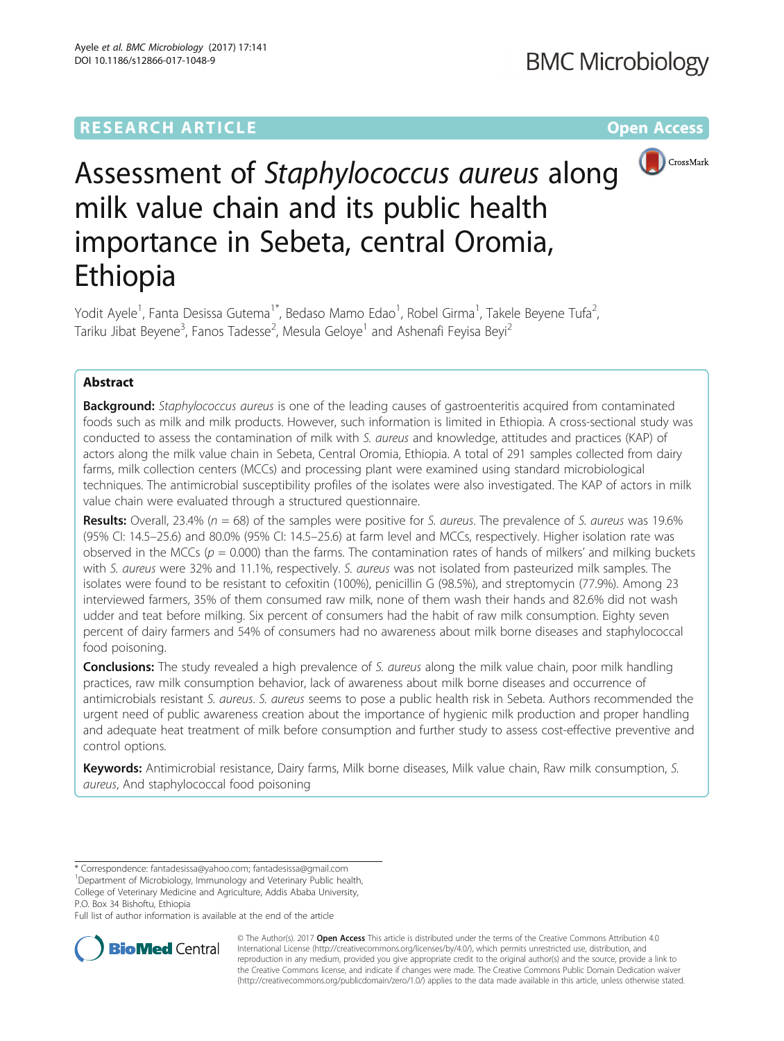RESEARCH ARTICLE

Open Access

# Assessment of *Staphylococcus aureus* along milk value chain and its public health importance in Sebeta, central Oromia, Ethiopia

Yodit Ayele[1], Fanta Desissa Gutema[1*], Bedaso Mamo Edao[1], Robel Girma[1], Takele Beyene Tufa[2], Tariku Jibat Beyene[3], Fanos Tadesse[2], Mesula Geloye[1] and Ashenafi Feyisa Beyi[2]

## Abstract

**Background:** *Staphylococcus aureus* is one of the leading causes of gastroenteritis acquired from contaminated foods such as milk and milk products. However, such information is limited in Ethiopia. A cross-sectional study was conducted to assess the contamination of milk with *S. aureus* and knowledge, attitudes and practices (KAP) of actors along the milk value chain in Sebeta, Central Oromia, Ethiopia. A total of 291 samples collected from dairy farms, milk collection centers (MCCs) and processing plant were examined using standard microbiological techniques. The antimicrobial susceptibility profiles of the isolates were also investigated. The KAP of actors in milk value chain were evaluated through a structured questionnaire.

**Results:** Overall, 23.4% ($n = 68$) of the samples were positive for *S. aureus*. The prevalence of *S. aureus* was 19.6% (95% CI: 14.5–25.6) and 80.0% (95% CI: 14.5–25.6) at farm level and MCCs, respectively. Higher isolation rate was observed in the MCCs ($p = 0.000$) than the farms. The contamination rates of hands of milkers' and milking buckets with *S. aureus* were 32% and 11.1%, respectively. *S. aureus* was not isolated from pasteurized milk samples. The isolates were found to be resistant to cefoxitin (100%), penicillin G (98.5%), and streptomycin (77.9%). Among 23 interviewed farmers, 35% of them consumed raw milk, none of them wash their hands and 82.6% did not wash udder and teat before milking. Six percent of consumers had the habit of raw milk consumption. Eighty seven percent of dairy farmers and 54% of consumers had no awareness about milk borne diseases and staphylococcal food poisoning.

**Conclusions:** The study revealed a high prevalence of *S. aureus* along the milk value chain, poor milk handling practices, raw milk consumption behavior, lack of awareness about milk borne diseases and occurrence of antimicrobials resistant *S. aureus*. *S. aureus* seems to pose a public health risk in Sebeta. Authors recommended the urgent need of public awareness creation about the importance of hygienic milk production and proper handling and adequate heat treatment of milk before consumption and further study to assess cost-effective preventive and control options.

**Keywords:** Antimicrobial resistance, Dairy farms, Milk borne diseases, Milk value chain, Raw milk consumption, *S. aureus*, And staphylococcal food poisoning

\* Correspondence: fantadesissa@yahoo.com; fantadesissa@gmail.com
[1]Department of Microbiology, Immunology and Veterinary Public health, College of Veterinary Medicine and Agriculture, Addis Ababa University, P.O. Box 34 Bishoftu, Ethiopia
Full list of author information is available at the end of the article

© The Author(s). 2017 **Open Access** This article is distributed under the terms of the Creative Commons Attribution 4.0 International License (http://creativecommons.org/licenses/by/4.0/), which permits unrestricted use, distribution, and reproduction in any medium, provided you give appropriate credit to the original author(s) and the source, provide a link to the Creative Commons license, and indicate if changes were made. The Creative Commons Public Domain Dedication waiver (http://creativecommons.org/publicdomain/zero/1.0/) applies to the data made available in this article, unless otherwise stated.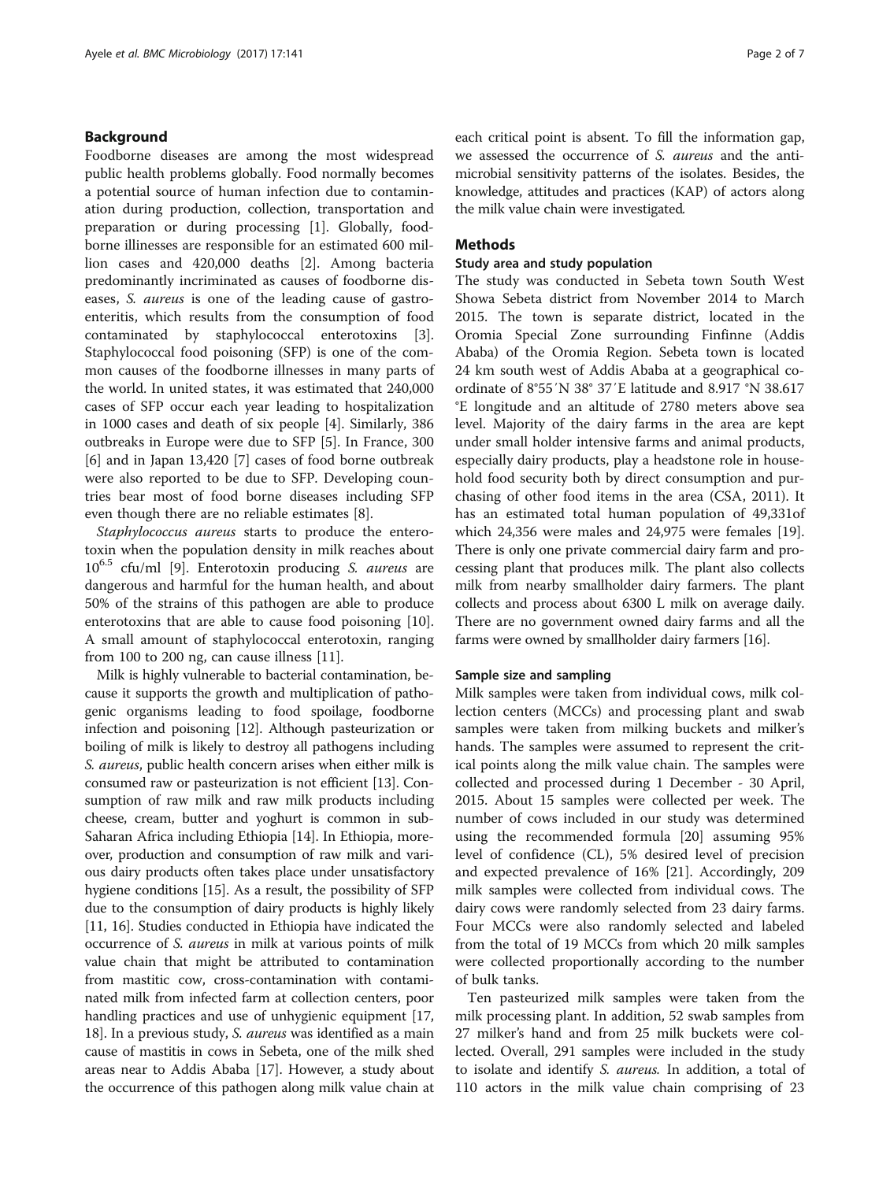## Background

Foodborne diseases are among the most widespread public health problems globally. Food normally becomes a potential source of human infection due to contamination during production, collection, transportation and preparation or during processing [1]. Globally, foodborne illinesses are responsible for an estimated 600 million cases and 420,000 deaths [2]. Among bacteria predominantly incriminated as causes of foodborne diseases, *S. aureus* is one of the leading cause of gastroenteritis, which results from the consumption of food contaminated by staphylococcal enterotoxins [3]. Staphylococcal food poisoning (SFP) is one of the common causes of the foodborne illnesses in many parts of the world. In united states, it was estimated that 240,000 cases of SFP occur each year leading to hospitalization in 1000 cases and death of six people [4]. Similarly, 386 outbreaks in Europe were due to SFP [5]. In France, 300 [6] and in Japan 13,420 [7] cases of food borne outbreak were also reported to be due to SFP. Developing countries bear most of food borne diseases including SFP even though there are no reliable estimates [8].

*Staphylococcus aureus* starts to produce the enterotoxin when the population density in milk reaches about $10^{6.5}$ cfu/ml [9]. Enterotoxin producing *S. aureus* are dangerous and harmful for the human health, and about 50% of the strains of this pathogen are able to produce enterotoxins that are able to cause food poisoning [10]. A small amount of staphylococcal enterotoxin, ranging from 100 to 200 ng, can cause illness [11].

Milk is highly vulnerable to bacterial contamination, because it supports the growth and multiplication of pathogenic organisms leading to food spoilage, foodborne infection and poisoning [12]. Although pasteurization or boiling of milk is likely to destroy all pathogens including *S. aureus*, public health concern arises when either milk is consumed raw or pasteurization is not efficient [13]. Consumption of raw milk and raw milk products including cheese, cream, butter and yoghurt is common in sub-Saharan Africa including Ethiopia [14]. In Ethiopia, moreover, production and consumption of raw milk and various dairy products often takes place under unsatisfactory hygiene conditions [15]. As a result, the possibility of SFP due to the consumption of dairy products is highly likely [11, 16]. Studies conducted in Ethiopia have indicated the occurrence of *S. aureus* in milk at various points of milk value chain that might be attributed to contamination from mastitic cow, cross-contamination with contaminated milk from infected farm at collection centers, poor handling practices and use of unhygienic equipment [17, 18]. In a previous study, *S. aureus* was identified as a main cause of mastitis in cows in Sebeta, one of the milk shed areas near to Addis Ababa [17]. However, a study about the occurrence of this pathogen along milk value chain at each critical point is absent. To fill the information gap, we assessed the occurrence of *S. aureus* and the antimicrobial sensitivity patterns of the isolates. Besides, the knowledge, attitudes and practices (KAP) of actors along the milk value chain were investigated.

## Methods

### Study area and study population

The study was conducted in Sebeta town South West Showa Sebeta district from November 2014 to March 2015. The town is separate district, located in the Oromia Special Zone surrounding Finfinne (Addis Ababa) of the Oromia Region. Sebeta town is located 24 km south west of Addis Ababa at a geographical coordinate of 8°55′N 38° 37′E latitude and 8.917 °N 38.617 °E longitude and an altitude of 2780 meters above sea level. Majority of the dairy farms in the area are kept under small holder intensive farms and animal products, especially dairy products, play a headstone role in household food security both by direct consumption and purchasing of other food items in the area (CSA, 2011). It has an estimated total human population of 49,331of which 24,356 were males and 24,975 were females [19]. There is only one private commercial dairy farm and processing plant that produces milk. The plant also collects milk from nearby smallholder dairy farmers. The plant collects and process about 6300 L milk on average daily. There are no government owned dairy farms and all the farms were owned by smallholder dairy farmers [16].

### Sample size and sampling

Milk samples were taken from individual cows, milk collection centers (MCCs) and processing plant and swab samples were taken from milking buckets and milker's hands. The samples were assumed to represent the critical points along the milk value chain. The samples were collected and processed during 1 December - 30 April, 2015. About 15 samples were collected per week. The number of cows included in our study was determined using the recommended formula [20] assuming 95% level of confidence (CL), 5% desired level of precision and expected prevalence of 16% [21]. Accordingly, 209 milk samples were collected from individual cows. The dairy cows were randomly selected from 23 dairy farms. Four MCCs were also randomly selected and labeled from the total of 19 MCCs from which 20 milk samples were collected proportionally according to the number of bulk tanks.

Ten pasteurized milk samples were taken from the milk processing plant. In addition, 52 swab samples from 27 milker's hand and from 25 milk buckets were collected. Overall, 291 samples were included in the study to isolate and identify *S. aureus.* In addition, a total of 110 actors in the milk value chain comprising of 23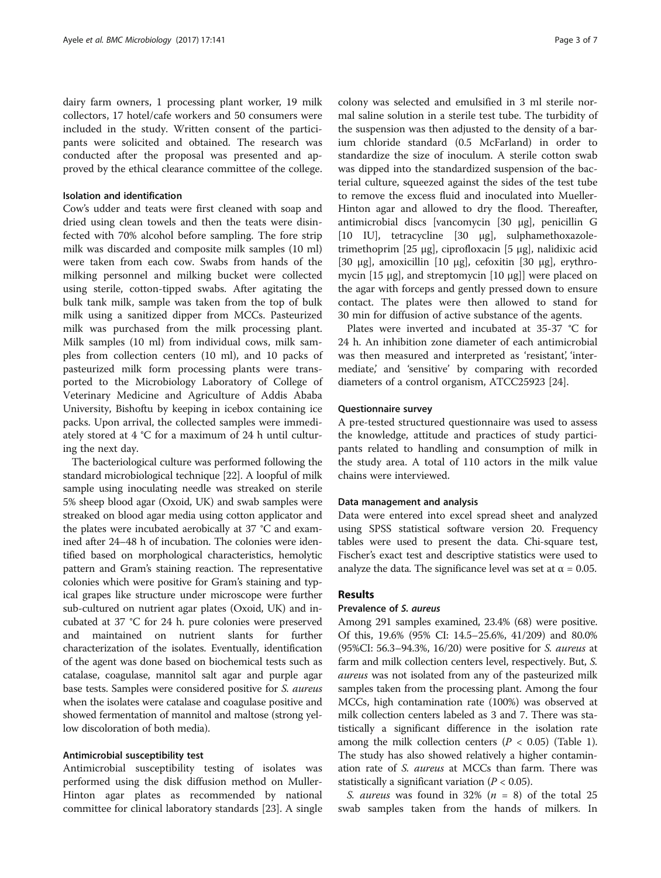dairy farm owners, 1 processing plant worker, 19 milk collectors, 17 hotel/cafe workers and 50 consumers were included in the study. Written consent of the participants were solicited and obtained. The research was conducted after the proposal was presented and approved by the ethical clearance committee of the college.

### Isolation and identification

Cow's udder and teats were first cleaned with soap and dried using clean towels and then the teats were disinfected with 70% alcohol before sampling. The fore strip milk was discarded and composite milk samples (10 ml) were taken from each cow. Swabs from hands of the milking personnel and milking bucket were collected using sterile, cotton-tipped swabs. After agitating the bulk tank milk, sample was taken from the top of bulk milk using a sanitized dipper from MCCs. Pasteurized milk was purchased from the milk processing plant. Milk samples (10 ml) from individual cows, milk samples from collection centers (10 ml), and 10 packs of pasteurized milk form processing plants were transported to the Microbiology Laboratory of College of Veterinary Medicine and Agriculture of Addis Ababa University, Bishoftu by keeping in icebox containing ice packs. Upon arrival, the collected samples were immediately stored at 4 °C for a maximum of 24 h until culturing the next day.

The bacteriological culture was performed following the standard microbiological technique [22]. A loopful of milk sample using inoculating needle was streaked on sterile 5% sheep blood agar (Oxoid, UK) and swab samples were streaked on blood agar media using cotton applicator and the plates were incubated aerobically at 37 °C and examined after 24–48 h of incubation. The colonies were identified based on morphological characteristics, hemolytic pattern and Gram's staining reaction. The representative colonies which were positive for Gram's staining and typical grapes like structure under microscope were further sub-cultured on nutrient agar plates (Oxoid, UK) and incubated at 37 °C for 24 h. pure colonies were preserved and maintained on nutrient slants for further characterization of the isolates. Eventually, identification of the agent was done based on biochemical tests such as catalase, coagulase, mannitol salt agar and purple agar base tests. Samples were considered positive for *S. aureus* when the isolates were catalase and coagulase positive and showed fermentation of mannitol and maltose (strong yellow discoloration of both media).

### Antimicrobial susceptibility test

Antimicrobial susceptibility testing of isolates was performed using the disk diffusion method on Muller-Hinton agar plates as recommended by national committee for clinical laboratory standards [23]. A single colony was selected and emulsified in 3 ml sterile normal saline solution in a sterile test tube. The turbidity of the suspension was then adjusted to the density of a barium chloride standard (0.5 McFarland) in order to standardize the size of inoculum. A sterile cotton swab was dipped into the standardized suspension of the bacterial culture, squeezed against the sides of the test tube to remove the excess fluid and inoculated into Mueller-Hinton agar and allowed to dry the flood. Thereafter, antimicrobial discs [vancomycin [30 μg], penicillin G [10 IU], tetracycline [30 μg], sulphamethoxazole-trimethoprim [25 μg], ciprofloxacin [5 μg], nalidixic acid [30 μg], amoxicillin [10 μg], cefoxitin [30 μg], erythromycin [15 μg], and streptomycin [10 μg]] were placed on the agar with forceps and gently pressed down to ensure contact. The plates were then allowed to stand for 30 min for diffusion of active substance of the agents.

Plates were inverted and incubated at 35-37 °C for 24 h. An inhibition zone diameter of each antimicrobial was then measured and interpreted as 'resistant', 'intermediate', and 'sensitive' by comparing with recorded diameters of a control organism, ATCC25923 [24].

### Questionnaire survey

A pre-tested structured questionnaire was used to assess the knowledge, attitude and practices of study participants related to handling and consumption of milk in the study area. A total of 110 actors in the milk value chains were interviewed.

### Data management and analysis

Data were entered into excel spread sheet and analyzed using SPSS statistical software version 20. Frequency tables were used to present the data. Chi-square test, Fischer's exact test and descriptive statistics were used to analyze the data. The significance level was set at $\alpha = 0.05$.

## Results

### Prevalence of *S. aureus*

Among 291 samples examined, 23.4% (68) were positive. Of this, 19.6% (95% CI: 14.5–25.6%, 41/209) and 80.0% (95%CI: 56.3–94.3%, 16/20) were positive for *S. aureus* at farm and milk collection centers level, respectively. But, *S. aureus* was not isolated from any of the pasteurized milk samples taken from the processing plant. Among the four MCCs, high contamination rate (100%) was observed at milk collection centers labeled as 3 and 7. There was statistically a significant difference in the isolation rate among the milk collection centers ($P < 0.05$) (Table 1). The study has also showed relatively a higher contamination rate of *S. aureus* at MCCs than farm. There was statistically a significant variation ($P < 0.05$).

*S. aureus* was found in 32% ($n = 8$) of the total 25 swab samples taken from the hands of milkers. In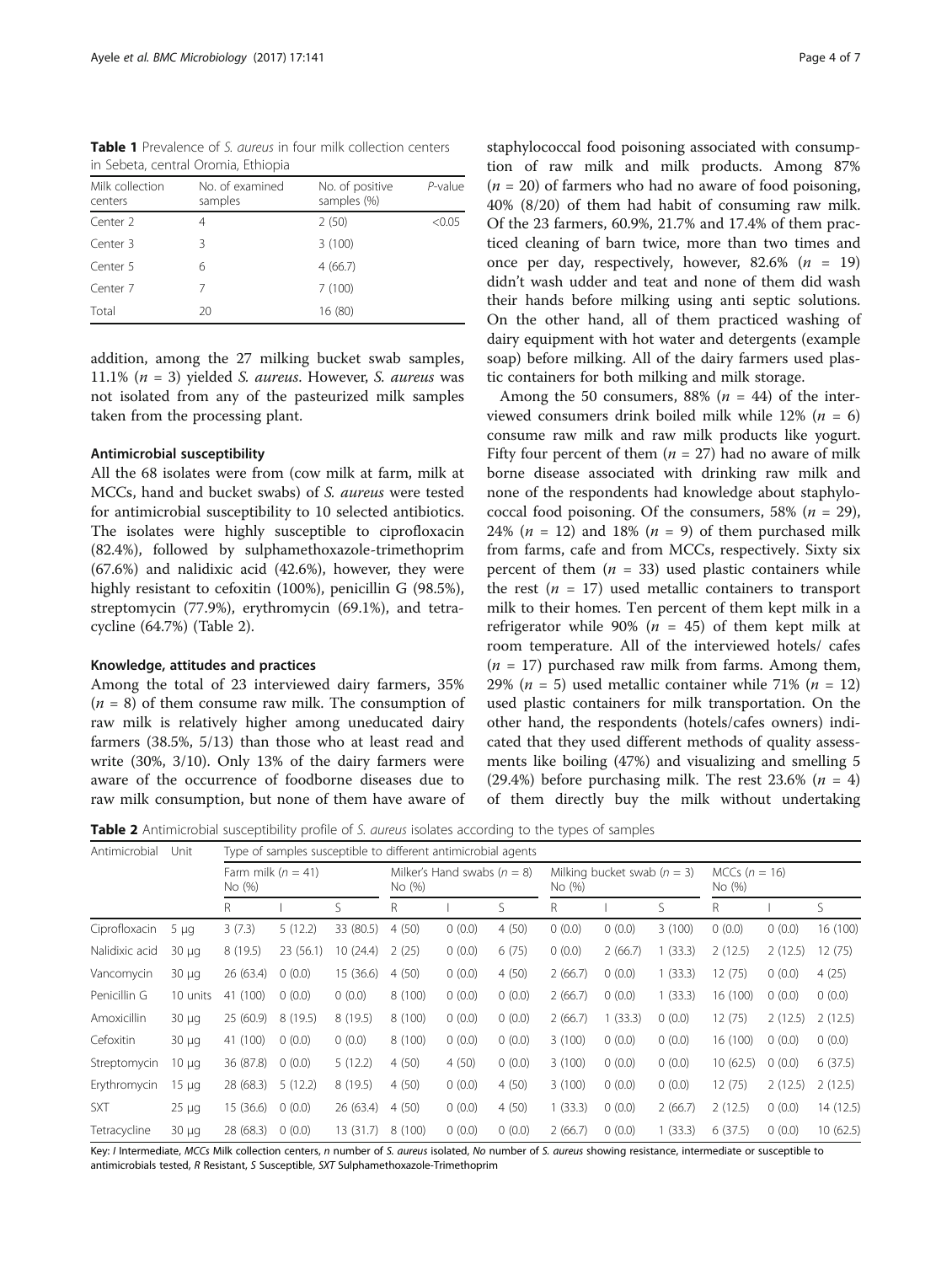**Table 1** Prevalence of *S. aureus* in four milk collection centers in Sebeta, central Oromia, Ethiopia

| Milk collection centers | No. of examined samples | No. of positive samples (%) | *P*-value |
|---|---|---|---|
| Center 2 | 4 | 2 (50) | <0.05 |
| Center 3 | 3 | 3 (100) | |
| Center 5 | 6 | 4 (66.7) | |
| Center 7 | 7 | 7 (100) | |
| Total | 20 | 16 (80) | |

addition, among the 27 milking bucket swab samples, 11.1% ($n$ = 3) yielded *S. aureus*. However, *S. aureus* was not isolated from any of the pasteurized milk samples taken from the processing plant.

### Antimicrobial susceptibility

All the 68 isolates were from (cow milk at farm, milk at MCCs, hand and bucket swabs) of *S. aureus* were tested for antimicrobial susceptibility to 10 selected antibiotics. The isolates were highly susceptible to ciprofloxacin (82.4%), followed by sulphamethoxazole-trimethoprim (67.6%) and nalidixic acid (42.6%), however, they were highly resistant to cefoxitin (100%), penicillin G (98.5%), streptomycin (77.9%), erythromycin (69.1%), and tetracycline (64.7%) (Table 2).

### Knowledge, attitudes and practices

Among the total of 23 interviewed dairy farmers, 35% ($n$ = 8) of them consume raw milk. The consumption of raw milk is relatively higher among uneducated dairy farmers (38.5%, 5/13) than those who at least read and write (30%, 3/10). Only 13% of the dairy farmers were aware of the occurrence of foodborne diseases due to raw milk consumption, but none of them have aware of staphylococcal food poisoning associated with consumption of raw milk and milk products. Among 87% ($n$ = 20) of farmers who had no aware of food poisoning, 40% (8/20) of them had habit of consuming raw milk. Of the 23 farmers, 60.9%, 21.7% and 17.4% of them practiced cleaning of barn twice, more than two times and once per day, respectively, however, 82.6% ($n$ = 19) didn't wash udder and teat and none of them did wash their hands before milking using anti septic solutions. On the other hand, all of them practiced washing of dairy equipment with hot water and detergents (example soap) before milking. All of the dairy farmers used plastic containers for both milking and milk storage.

Among the 50 consumers, 88% ($n$ = 44) of the interviewed consumers drink boiled milk while 12% ($n$ = 6) consume raw milk and raw milk products like yogurt. Fifty four percent of them ($n$ = 27) had no aware of milk borne disease associated with drinking raw milk and none of the respondents had knowledge about staphylococcal food poisoning. Of the consumers, 58% ($n$ = 29), 24% ($n$ = 12) and 18% ($n$ = 9) of them purchased milk from farms, cafe and from MCCs, respectively. Sixty six percent of them ($n$ = 33) used plastic containers while the rest ($n$ = 17) used metallic containers to transport milk to their homes. Ten percent of them kept milk in a refrigerator while 90% ($n$ = 45) of them kept milk at room temperature. All of the interviewed hotels/ cafes ($n$ = 17) purchased raw milk from farms. Among them, 29% ($n$ = 5) used metallic container while 71% ($n$ = 12) used plastic containers for milk transportation. On the other hand, the respondents (hotels/cafes owners) indicated that they used different methods of quality assessments like boiling (47%) and visualizing and smelling 5 (29.4%) before purchasing milk. The rest 23.6% ($n$ = 4) of them directly buy the milk without undertaking

**Table 2** Antimicrobial susceptibility profile of *S. aureus* isolates according to the types of samples

| Antimicrobial | Unit | Type of samples susceptible to different antimicrobial agents | | | | | | | | | | | |
|---|---|---|---|---|---|---|---|---|---|---|---|---|---|
| | | Farm milk ($n$ = 41) No (%) | | | Milker's Hand swabs ($n$ = 8) No (%) | | | Milking bucket swab ($n$ = 3) No (%) | | | MCCs ($n$ = 16) No (%) | | |
| | | R | I | S | R | I | S | R | I | S | R | I | S |
| Ciprofloxacin | 5 μg | 3 (7.3) | 5 (12.2) | 33 (80.5) | 4 (50) | 0 (0.0) | 4 (50) | 0 (0.0) | 0 (0.0) | 3 (100) | 0 (0.0) | 0 (0.0) | 16 (100) |
| Nalidixic acid | 30 μg | 8 (19.5) | 23 (56.1) | 10 (24.4) | 2 (25) | 0 (0.0) | 6 (75) | 0 (0.0) | 2 (66.7) | 1 (33.3) | 2 (12.5) | 2 (12.5) | 12 (75) |
| Vancomycin | 30 μg | 26 (63.4) | 0 (0.0) | 15 (36.6) | 4 (50) | 0 (0.0) | 4 (50) | 2 (66.7) | 0 (0.0) | 1 (33.3) | 12 (75) | 0 (0.0) | 4 (25) |
| Penicillin G | 10 units | 41 (100) | 0 (0.0) | 0 (0.0) | 8 (100) | 0 (0.0) | 0 (0.0) | 2 (66.7) | 0 (0.0) | 1 (33.3) | 16 (100) | 0 (0.0) | 0 (0.0) |
| Amoxicillin | 30 μg | 25 (60.9) | 8 (19.5) | 8 (19.5) | 8 (100) | 0 (0.0) | 0 (0.0) | 2 (66.7) | 1 (33.3) | 0 (0.0) | 12 (75) | 2 (12.5) | 2 (12.5) |
| Cefoxitin | 30 μg | 41 (100) | 0 (0.0) | 0 (0.0) | 8 (100) | 0 (0.0) | 0 (0.0) | 3 (100) | 0 (0.0) | 0 (0.0) | 16 (100) | 0 (0.0) | 0 (0.0) |
| Streptomycin | 10 μg | 36 (87.8) | 0 (0.0) | 5 (12.2) | 4 (50) | 4 (50) | 0 (0.0) | 3 (100) | 0 (0.0) | 0 (0.0) | 10 (62.5) | 0 (0.0) | 6 (37.5) |
| Erythromycin | 15 μg | 28 (68.3) | 5 (12.2) | 8 (19.5) | 4 (50) | 0 (0.0) | 4 (50) | 3 (100) | 0 (0.0) | 0 (0.0) | 12 (75) | 2 (12.5) | 2 (12.5) |
| SXT | 25 μg | 15 (36.6) | 0 (0.0) | 26 (63.4) | 4 (50) | 0 (0.0) | 4 (50) | 1 (33.3) | 0 (0.0) | 2 (66.7) | 2 (12.5) | 0 (0.0) | 14 (12.5) |
| Tetracycline | 30 μg | 28 (68.3) | 0 (0.0) | 13 (31.7) | 8 (100) | 0 (0.0) | 0 (0.0) | 2 (66.7) | 0 (0.0) | 1 (33.3) | 6 (37.5) | 0 (0.0) | 10 (62.5) |

Key: *I* Intermediate, *MCCs* Milk collection centers, *n* number of *S. aureus* isolated, *No* number of *S. aureus* showing resistance, intermediate or susceptible to antimicrobials tested, *R* Resistant, *S* Susceptible, *SXT* Sulphamethoxazole-Trimethoprim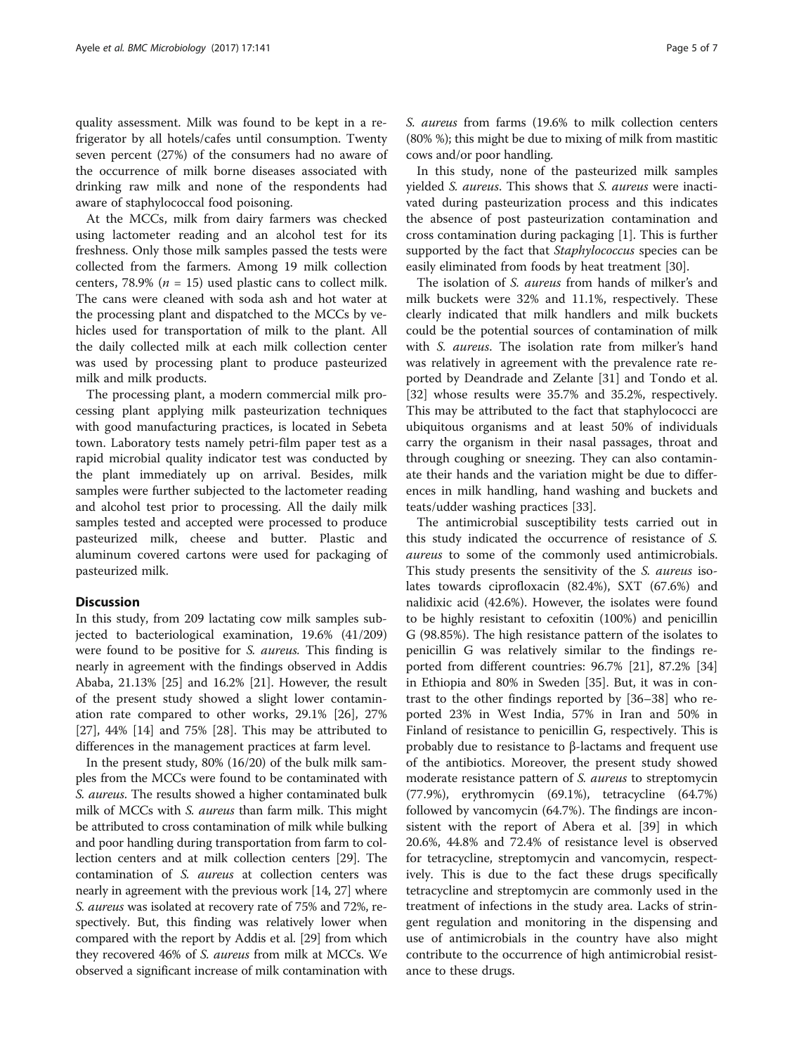quality assessment. Milk was found to be kept in a refrigerator by all hotels/cafes until consumption. Twenty seven percent (27%) of the consumers had no aware of the occurrence of milk borne diseases associated with drinking raw milk and none of the respondents had aware of staphylococcal food poisoning.

At the MCCs, milk from dairy farmers was checked using lactometer reading and an alcohol test for its freshness. Only those milk samples passed the tests were collected from the farmers. Among 19 milk collection centers, 78.9% ($n$ = 15) used plastic cans to collect milk. The cans were cleaned with soda ash and hot water at the processing plant and dispatched to the MCCs by vehicles used for transportation of milk to the plant. All the daily collected milk at each milk collection center was used by processing plant to produce pasteurized milk and milk products.

The processing plant, a modern commercial milk processing plant applying milk pasteurization techniques with good manufacturing practices, is located in Sebeta town. Laboratory tests namely petri-film paper test as a rapid microbial quality indicator test was conducted by the plant immediately up on arrival. Besides, milk samples were further subjected to the lactometer reading and alcohol test prior to processing. All the daily milk samples tested and accepted were processed to produce pasteurized milk, cheese and butter. Plastic and aluminum covered cartons were used for packaging of pasteurized milk.

## Discussion

In this study, from 209 lactating cow milk samples subjected to bacteriological examination, 19.6% (41/209) were found to be positive for *S. aureus.* This finding is nearly in agreement with the findings observed in Addis Ababa, 21.13% [25] and 16.2% [21]. However, the result of the present study showed a slight lower contamination rate compared to other works, 29.1% [26], 27% [27], 44% [14] and 75% [28]. This may be attributed to differences in the management practices at farm level.

In the present study, 80% (16/20) of the bulk milk samples from the MCCs were found to be contaminated with *S. aureus*. The results showed a higher contaminated bulk milk of MCCs with *S. aureus* than farm milk. This might be attributed to cross contamination of milk while bulking and poor handling during transportation from farm to collection centers and at milk collection centers [29]. The contamination of *S. aureus* at collection centers was nearly in agreement with the previous work [14, 27] where *S. aureus* was isolated at recovery rate of 75% and 72%, respectively. But, this finding was relatively lower when compared with the report by Addis et al. [29] from which they recovered 46% of *S. aureus* from milk at MCCs. We observed a significant increase of milk contamination with *S. aureus* from farms (19.6% to milk collection centers (80% %); this might be due to mixing of milk from mastitic cows and/or poor handling.

In this study, none of the pasteurized milk samples yielded *S. aureus*. This shows that *S. aureus* were inactivated during pasteurization process and this indicates the absence of post pasteurization contamination and cross contamination during packaging [1]. This is further supported by the fact that *Staphylococcus* species can be easily eliminated from foods by heat treatment [30].

The isolation of *S. aureus* from hands of milker's and milk buckets were 32% and 11.1%, respectively. These clearly indicated that milk handlers and milk buckets could be the potential sources of contamination of milk with *S. aureus*. The isolation rate from milker's hand was relatively in agreement with the prevalence rate reported by Deandrade and Zelante [31] and Tondo et al. [32] whose results were 35.7% and 35.2%, respectively. This may be attributed to the fact that staphylococci are ubiquitous organisms and at least 50% of individuals carry the organism in their nasal passages, throat and through coughing or sneezing. They can also contaminate their hands and the variation might be due to differences in milk handling, hand washing and buckets and teats/udder washing practices [33].

The antimicrobial susceptibility tests carried out in this study indicated the occurrence of resistance of *S. aureus* to some of the commonly used antimicrobials. This study presents the sensitivity of the *S. aureus* isolates towards ciprofloxacin (82.4%), SXT (67.6%) and nalidixic acid (42.6%). However, the isolates were found to be highly resistant to cefoxitin (100%) and penicillin G (98.85%). The high resistance pattern of the isolates to penicillin G was relatively similar to the findings reported from different countries: 96.7% [21], 87.2% [34] in Ethiopia and 80% in Sweden [35]. But, it was in contrast to the other findings reported by [36–38] who reported 23% in West India, 57% in Iran and 50% in Finland of resistance to penicillin G, respectively. This is probably due to resistance to β-lactams and frequent use of the antibiotics. Moreover, the present study showed moderate resistance pattern of *S. aureus* to streptomycin (77.9%), erythromycin (69.1%), tetracycline (64.7%) followed by vancomycin (64.7%). The findings are inconsistent with the report of Abera et al. [39] in which 20.6%, 44.8% and 72.4% of resistance level is observed for tetracycline, streptomycin and vancomycin, respectively. This is due to the fact these drugs specifically tetracycline and streptomycin are commonly used in the treatment of infections in the study area. Lacks of stringent regulation and monitoring in the dispensing and use of antimicrobials in the country have also might contribute to the occurrence of high antimicrobial resistance to these drugs.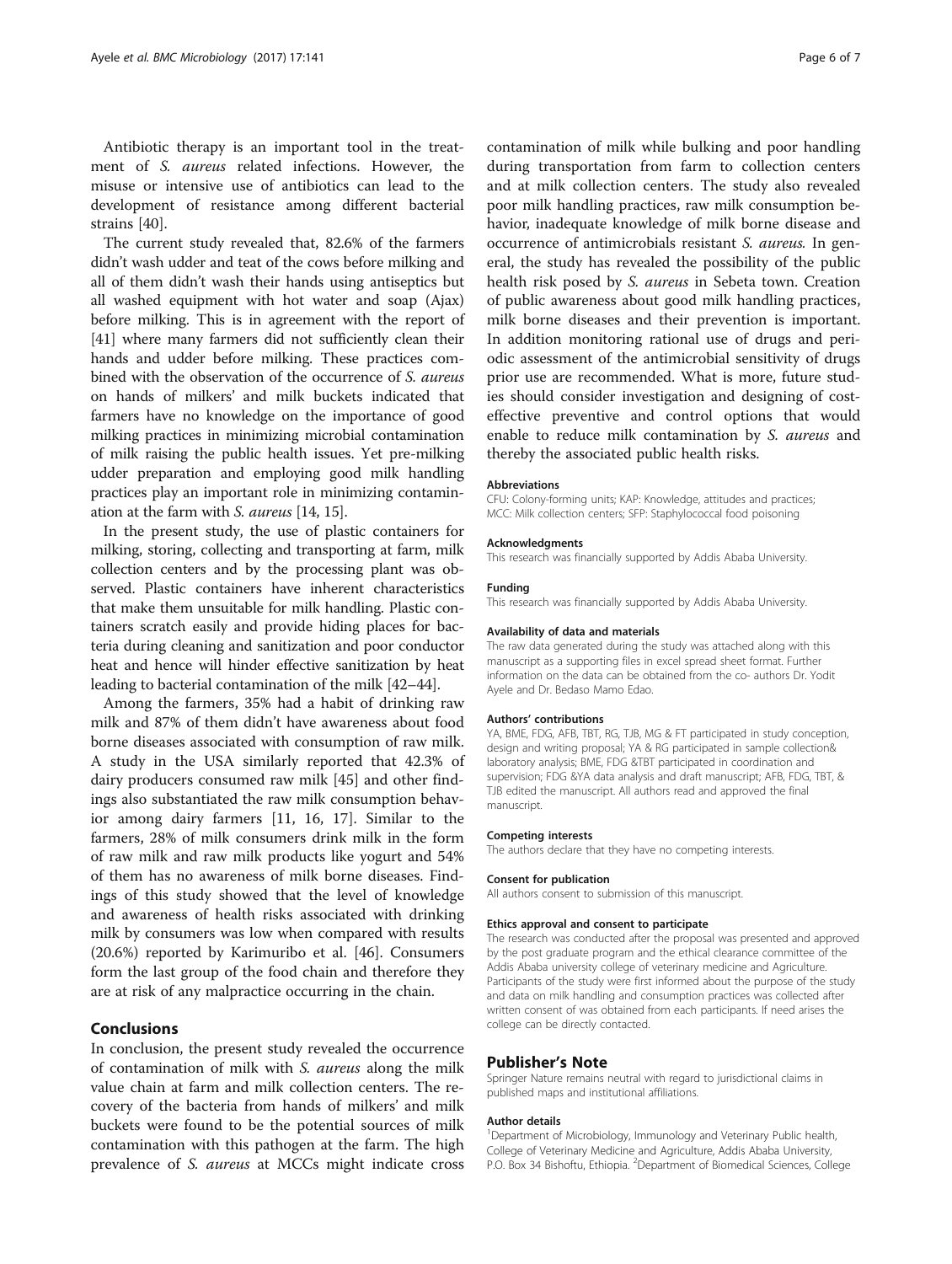Antibiotic therapy is an important tool in the treatment of *S. aureus* related infections. However, the misuse or intensive use of antibiotics can lead to the development of resistance among different bacterial strains [40].

The current study revealed that, 82.6% of the farmers didn't wash udder and teat of the cows before milking and all of them didn't wash their hands using antiseptics but all washed equipment with hot water and soap (Ajax) before milking. This is in agreement with the report of [41] where many farmers did not sufficiently clean their hands and udder before milking. These practices combined with the observation of the occurrence of *S. aureus* on hands of milkers' and milk buckets indicated that farmers have no knowledge on the importance of good milking practices in minimizing microbial contamination of milk raising the public health issues. Yet pre-milking udder preparation and employing good milk handling practices play an important role in minimizing contamination at the farm with *S. aureus* [14, 15].

In the present study, the use of plastic containers for milking, storing, collecting and transporting at farm, milk collection centers and by the processing plant was observed. Plastic containers have inherent characteristics that make them unsuitable for milk handling. Plastic containers scratch easily and provide hiding places for bacteria during cleaning and sanitization and poor conductor heat and hence will hinder effective sanitization by heat leading to bacterial contamination of the milk [42–44].

Among the farmers, 35% had a habit of drinking raw milk and 87% of them didn't have awareness about food borne diseases associated with consumption of raw milk. A study in the USA similarly reported that 42.3% of dairy producers consumed raw milk [45] and other findings also substantiated the raw milk consumption behavior among dairy farmers [11, 16, 17]. Similar to the farmers, 28% of milk consumers drink milk in the form of raw milk and raw milk products like yogurt and 54% of them has no awareness of milk borne diseases. Findings of this study showed that the level of knowledge and awareness of health risks associated with drinking milk by consumers was low when compared with results (20.6%) reported by Karimuribo et al. [46]. Consumers form the last group of the food chain and therefore they are at risk of any malpractice occurring in the chain.

## Conclusions

In conclusion, the present study revealed the occurrence of contamination of milk with *S. aureus* along the milk value chain at farm and milk collection centers. The recovery of the bacteria from hands of milkers' and milk buckets were found to be the potential sources of milk contamination with this pathogen at the farm. The high prevalence of *S. aureus* at MCCs might indicate cross contamination of milk while bulking and poor handling during transportation from farm to collection centers and at milk collection centers. The study also revealed poor milk handling practices, raw milk consumption behavior, inadequate knowledge of milk borne disease and occurrence of antimicrobials resistant *S. aureus.* In general, the study has revealed the possibility of the public health risk posed by *S. aureus* in Sebeta town. Creation of public awareness about good milk handling practices, milk borne diseases and their prevention is important. In addition monitoring rational use of drugs and periodic assessment of the antimicrobial sensitivity of drugs prior use are recommended. What is more, future studies should consider investigation and designing of cost-effective preventive and control options that would enable to reduce milk contamination by *S. aureus* and thereby the associated public health risks.

#### Abbreviations

CFU: Colony-forming units; KAP: Knowledge, attitudes and practices; MCC: Milk collection centers; SFP: Staphylococcal food poisoning

#### Acknowledgments

This research was financially supported by Addis Ababa University.

#### Funding

This research was financially supported by Addis Ababa University.

#### Availability of data and materials

The raw data generated during the study was attached along with this manuscript as a supporting files in excel spread sheet format. Further information on the data can be obtained from the co- authors Dr. Yodit Ayele and Dr. Bedaso Mamo Edao.

#### Authors' contributions

YA, BME, FDG, AFB, TBT, RG, TJB, MG & FT participated in study conception, design and writing proposal; YA & RG participated in sample collection& laboratory analysis; BME, FDG &TBT participated in coordination and supervision; FDG &YA data analysis and draft manuscript; AFB, FDG, TBT, & TJB edited the manuscript. All authors read and approved the final manuscript.

#### Competing interests

The authors declare that they have no competing interests.

#### Consent for publication

All authors consent to submission of this manuscript.

#### Ethics approval and consent to participate

The research was conducted after the proposal was presented and approved by the post graduate program and the ethical clearance committee of the Addis Ababa university college of veterinary medicine and Agriculture. Participants of the study were first informed about the purpose of the study and data on milk handling and consumption practices was collected after written consent of was obtained from each participants. If need arises the college can be directly contacted.

## Publisher's Note

Springer Nature remains neutral with regard to jurisdictional claims in published maps and institutional affiliations.

#### Author details

[1]Department of Microbiology, Immunology and Veterinary Public health, College of Veterinary Medicine and Agriculture, Addis Ababa University, P.O. Box 34 Bishoftu, Ethiopia. [2]Department of Biomedical Sciences, College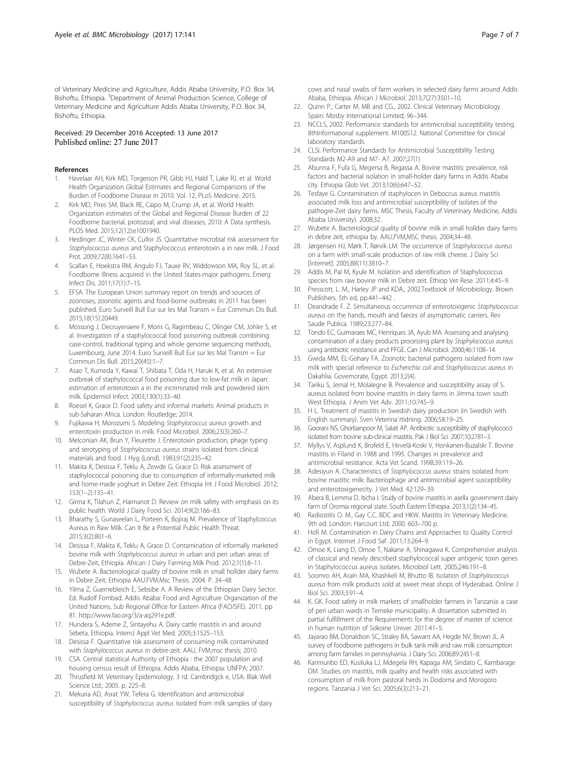of Veterinary Medicine and Agriculture, Addis Ababa University, P.O. Box 34, Bishoftu, Ethiopia. [3]Department of Animal Production Science, College of Veterinary Medicine and Agriculture Addis Ababa University, P.O. Box 34, Bishoftu, Ethiopia.

Received: 29 December 2016 Accepted: 13 June 2017
Published online: 27 June 2017

## References

1. Havelaar AH, Kirk MD, Torgerson PR, Gibb HJ, Hald T, Lake RJ, et al. World Health Organization Global Estimates and Regional Comparisons of the Burden of Foodborne Disease in 2010. Vol. 12, PLoS Medicine. 2015.
2. Kirk MD, Pires SM, Black RE, Caipo M, Crump JA, et al. World Health Organization estimates of the Global and Regional Disease Burden of 22 Foodborne bacterial, protozoal, and viral diseases, 2010: A data synthesis. PLOS Med. 2015;12(12):e1001940.
3. Heidinger JC, Winter CK, Cullor JS. Quantitative microbial risk assessment for *Staphylococcus aureus* and Staphylococcus enterotoxin a in raw milk. J Food Prot. 2009;72(8):1641–53.
4. Scallan E, Hoekstra RM, Angulo FJ, Tauxe RV, Widdowson MA, Roy SL, et al. Foodborne illness acquired in the United States-major pathogens. Emerg Infect Dis. 2011;17(1):7–15.
5. EFSA. The European Union summary report on trends and sources of zoonoses, zoonotic agents and food-borne outbreaks in 2011 has been published. Euro Surveill Bull Eur sur les Mal Transm = Eur Commun Dis Bull. 2015;18(15):20449.
6. Mossong J, Decruyenaere F, Moris G, Ragimbeau C, Olinger CM, Johler S, et al. Investigation of a staphylococcal food poisoning outbreak combining case-control, traditional typing and whole genome sequencing methods, Luxembourg, June 2014. Euro Surveill Bull Eur sur les Mal Transm = Eur Commun Dis Bull. 2015;20(45):1–7.
7. Asao T, Kumeda Y, Kawai T, Shibata T, Oda H, Haruki K, et al. An extensive outbreak of staphylococcal food poisoning due to low-fat milk in Japan: estimation of enterotoxin a in the incriminated milk and powdered skim milk. Epidemiol Infect. 2003;130(1):33–40.
8. Roesel K, Grace D. Food safety and informal markets: Animal products in sub-Saharan Africa. London: Routledge; 2014.
9. Fujikawa H, Morozumi S. Modeling *Staphylococcus aureus* growth and enterotoxin production in milk. Food Microbiol. 2006;23(3):260–7.
10. Melconian AK, Brun Y, Fleurette J. Enterotoxin production, phage typing and serotyping of *Staphylococcus aureus* strains isolated from clinical materials and food. J Hyg (Lond). 1983;91(2):235–42.
11. Makita K, Desissa F, Teklu A, Zewde G, Grace D. Risk assessment of staphylococcal poisoning due to consumption of informally-marketed milk and home-made yoghurt in Debre Zeit. Ethiopia Int J Food Microbiol. 2012; 153(1–2):135–41.
12. Girma K, Tilahun Z, Haimanot D. Review on milk safety with emphasis on its public health. World J Dairy Food Sci. 2014;9(2):166–83.
13. Bharathy S, Gunaseelan L, Porteen K, Bojiraj M. Prevalence of Staphylcoccus Aureus in Raw Milk. Can It Be a Potential Public Health Threat. 2015;3(2):801–6.
14. Desissa F, Makita K, Teklu A, Grace D. Contamination of informally marketed bovine milk with *Staphylococcus aureus* in urban and peri urban areas of Debre-Zeit, Ethiopia. African J Dairy Farming Milk Prod. 2012;1(1):8–11.
15. Wubete A. Bacteriological quality of bovine milk in small hollder dairy farms in Debre Zeit, Ethiopia AAU.FVM.Msc Thesis. 2004. P. 34–48.
16. Yilma Z, Guernebleich E, Sebsibe A. A Review of the Ethiopian Dairy Sector. Ed. Rudolf Fombad. Addis Ababa: Food and Agriculture Organization of the United Nations, Sub Regional Office for Eastern Africa (FAO/SFE). 2011. pp 81. http://www.fao.org/3/a-aq291e.pdf.
17. Hundera S, Ademe Z, Sintayehu A. Dairy cattle mastitis in and around Sebeta, Ethiopia. InternJ Appl Vet Med. 2005;3:1525–153.
18. Desissa F. Quantitative risk assessment of consuming milk contaminated with *Staphylococcus aureus* in debre-zeit. AAU, FVM,msc thesis; 2010.
19. CSA. Central statistical Authority of Ethiopia : the 2007 population and housing census result of Ethiopia. Addis Ababa, Ethiopia: UNFPA; 2007.
20. Thrusfield M. Veterinary Epidemiology. 3 rd. Cambridgck e, USA: Blak Well Science Ltd.; 2005. p. 225–8.
21. Mekuria AD, Asrat YW, Tefera G. Identification and antimicrobial susceptibility of *Staphylococcus aureus* isolated from milk samples of dairy cows and nasal swabs of farm workers in selected dairy farms around Addis Ababa, Ethiopia. African J Microbiol. 2013;7(27):3501–10.
22. Quinn P., Carter M. MB and CG., 2002. Clinical Veterinary Microbiology. Spain: Mosby International Limited; 96–344.
23. NCCLS, 2002. Performance standards for antimicrobial susceptibility testing. 8thInformational supplement. M100S12. National Committee for clinical laboratory standards.
24. CLSI. Performance Standards for Antimicrobial Susceptibility Testing Standards M2-A9 and M7- A7. 2007;27(1)
25. Abunna F, Fufa G, Megersa B, Regassa A. Bovine mastitis: prevalence, risk factors and bacterial isolation in small-holder dairy farms in Addis Ababa city. Ethiopia Glob Vet. 2013;10(6):647–52.
26. Tesfaye G. Contamination of staphylocen in Deboccus aureus mastitis associated milk loss and antimicrobial susceptibility of isolates of the pathogre-Zeit dairy farms. MSC Thesis, Faculty of Veterinary Medicine, Addis Ababa University). 2008;32.
27. Wubete A. Bacteriological quality of bovine milk in small hollder dairy farms in debre zeit, ethiopia by. AAU,FVM,MSC thesis. 2004;34–48.
28. Jørgensen HJ, Mørk T, Rørvik LM. The occurrence of *Staphylococcus aureus* on a farm with small-scale production of raw milk cheese. J Dairy Sci [Internet]. 2005;88(11):3810–7.
29. Addis M, Pal M, Kyule M. Isolation and identification of Staphylococcus species from raw bovine milk in Debre zeit. Ethiop Vet Rese. 2011;4:45–9.
30. Presscott, L. M., Harley JP and KDA., 2002.Textbook of Microbiology. Brown Publishers. 5th ed, pp.441–442 .
31. Deandrade F. Z. Simultaneous occurrence of enterotoxigenic *Staphylococcus aureus* on the hands, mouth and faeces of asymptomatic carriers. Rev Saude Publica. 1989;23:277–84.
32. Tondo EC, Guimaraes MC, Henriques JA, Ayub MA. Assessing and analysing contamination of a dairy products processing plant by *Staphylococcus aureus* using antibiotic resistance and PFGE. Can J Microbiol. 2000;46:1108–14.
33. Gwida MM, EL-Gohary FA. Zoonotic bacterial pathogens isolated from raw milk with special reference to *Escherichia coli* and *Staphylococcus aureus* in Dakahlia. Governorate, Egypt. 2013;2(4).
34. Tariku S, Jemal H, Molalegne B. Prevalence and susceptibility assay of S. aureus isolated from bovine mastitis in dairy farms in Jimma town south West Ethiopia. J Anim Vet Adv. 2011;10:745–9.
35. H L. Treatment of mastitis in Swedish dairy production (in Swedish with English summary). Sven Veterina¨rtidning. 2006;58:19–25.
36. Goorani NS, Ghorbanpoor M, Salati AP. Antibiotic susceptibility of staphylococci isolated from bovine sub-clinical mastitis. Pak J Biol Sci. 2007;10:2781–3.
37. Myllys V, Asplund K, Brofeld E, Hirvelä-Koski V, Honkanen-Buzalski T. Bovine mastitis in Filand in 1988 and 1995. Changes in prevalence and antimicrobial resistance. Acta Vet Scand. 1998;39:119–26.
38. Adesiyun A. Characteristics of *Staphylococcus aureus* strains isolated from bovine mastitic milk: Bacteriophage and antimicrobial agent susceptibility and enterotoxigenecity. J Vet Med. 42:129–39.
39. Abera B, Lemma D, Iticha I. Study of bovine mastitis in asella government dairy farm of Oromia regional state. South Eastern Ethiopia. 2013;1(2):134–45.
40. Radiostitis O. M., Gay C.C. BDC and HKW. Mastitis In: Veterinary Medicine. 9th ed. London: Harcourt Ltd; 2000. 603–700 p.
41. Hofi M. Contamination in Dairy Chains and Approaches to Quality Control in Egypt. Internet J Food Saf. 2011;13:264–9.
42. Omoe K, Liang D, Omoe T, Nakane A, Shinagawa K. Comprehensive analysis of classical and newly described staphylococcal super antigenic toxin genes in Staphylococcus aureus isolates. Microbiol Lett. 2005;246:191–8.
43. Soomro AH, Arain MA, Khashkeli M, Bhutto IB. Isolation of *Staphylococcus aureus* from milk products sold at sweet meat shops of Hyderabad. Online J Biol Sci. 2003;3:91–4.
44. K. GK. Food safety in milk markets of smallholder farmers in Tanzania: a case of peri urban wards in Temeke municipality. A dissertation submitted in partial fulfillment of the Requirements for the degree of master of science in human nutrition of Sokoine Univer. 2011:41–5.
45. Jayarao BM, Donaldson SC, Straley BA, Sawant AA, Hegde NV, Brown JL. A survey of foodborne pathogens in bulk tank milk and raw milk consumption among farm families in pennsylvania. J Dairy Sci. 2006;89:2451–8.
46. Karimuribo ED, Kusiluka LJ, Mdegela RH, Kapaga AM, Sindato C, Kambarage DM. Studies on mastitis, milk quality and health risks associated with consumption of milk from pastoral herds in Dodoma and Morogoro regions. Tanzania J Vet Sci. 2005;6(3):213–21.